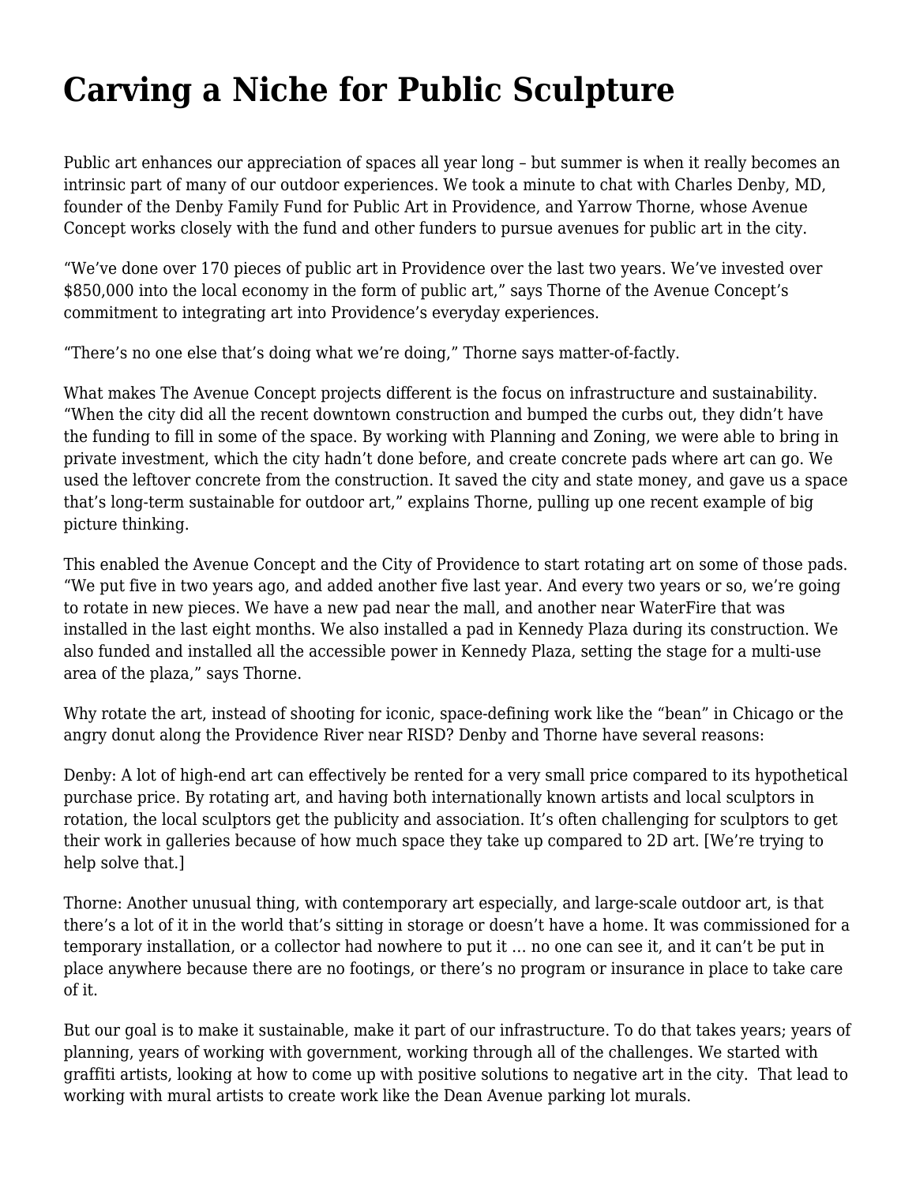# Carving a Niche for Public Sculpture

Public art enhances our appreciation of spaces all year long – but summer is when it really becomes an intrinsic part of many of our outdoor experiences. We took a minute to chat with Charles Denby, MD, founder of the Denby Family Fund for Public Art in Providence, and Yarrow Thorne, whose Avenue Concept works closely with the fund and other funders to pursue avenues for public art in the city.

"We've done over 170 pieces of public art in Providence over the last two years. We've invested over $850,000 into the local economy in the form of public art," says Thorne of the Avenue Concept's commitment to integrating art into Providence's everyday experiences.

"There's no one else that's doing what we're doing," Thorne says matter-of-factly.

What makes The Avenue Concept projects different is the focus on infrastructure and sustainability. "When the city did all the recent downtown construction and bumped the curbs out, they didn't have the funding to fill in some of the space. By working with Planning and Zoning, we were able to bring in private investment, which the city hadn't done before, and create concrete pads where art can go. We used the leftover concrete from the construction. It saved the city and state money, and gave us a space that's long-term sustainable for outdoor art," explains Thorne, pulling up one recent example of big picture thinking.

This enabled the Avenue Concept and the City of Providence to start rotating art on some of those pads. "We put five in two years ago, and added another five last year. And every two years or so, we're going to rotate in new pieces. We have a new pad near the mall, and another near WaterFire that was installed in the last eight months. We also installed a pad in Kennedy Plaza during its construction. We also funded and installed all the accessible power in Kennedy Plaza, setting the stage for a multi-use area of the plaza," says Thorne.

Why rotate the art, instead of shooting for iconic, space-defining work like the "bean" in Chicago or the angry donut along the Providence River near RISD? Denby and Thorne have several reasons:

Denby: A lot of high-end art can effectively be rented for a very small price compared to its hypothetical purchase price. By rotating art, and having both internationally known artists and local sculptors in rotation, the local sculptors get the publicity and association. It's often challenging for sculptors to get their work in galleries because of how much space they take up compared to 2D art. [We're trying to help solve that.]

Thorne: Another unusual thing, with contemporary art especially, and large-scale outdoor art, is that there's a lot of it in the world that's sitting in storage or doesn't have a home. It was commissioned for a temporary installation, or a collector had nowhere to put it … no one can see it, and it can't be put in place anywhere because there are no footings, or there's no program or insurance in place to take care of it.

But our goal is to make it sustainable, make it part of our infrastructure. To do that takes years; years of planning, years of working with government, working through all of the challenges. We started with graffiti artists, looking at how to come up with positive solutions to negative art in the city. That lead to working with mural artists to create work like the Dean Avenue parking lot murals.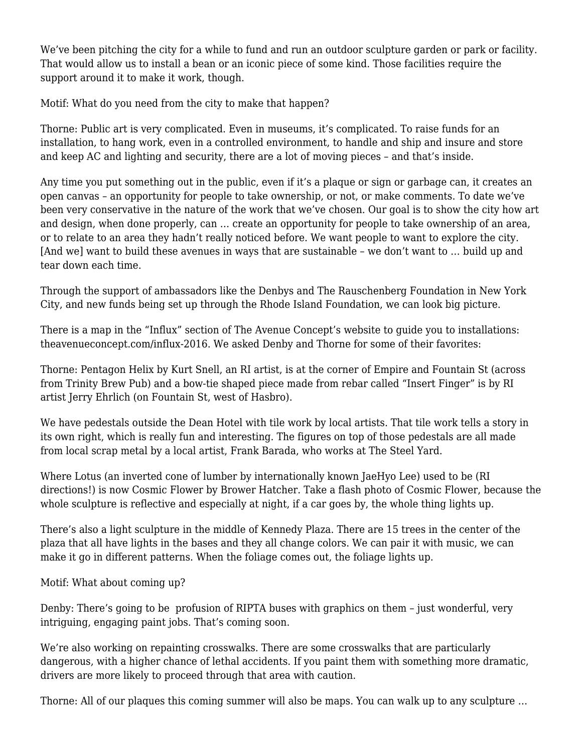We've been pitching the city for a while to fund and run an outdoor sculpture garden or park or facility. That would allow us to install a bean or an iconic piece of some kind. Those facilities require the support around it to make it work, though.

Motif: What do you need from the city to make that happen?

Thorne: Public art is very complicated. Even in museums, it's complicated. To raise funds for an installation, to hang work, even in a controlled environment, to handle and ship and insure and store and keep AC and lighting and security, there are a lot of moving pieces – and that's inside.

Any time you put something out in the public, even if it's a plaque or sign or garbage can, it creates an open canvas – an opportunity for people to take ownership, or not, or make comments. To date we've been very conservative in the nature of the work that we've chosen. Our goal is to show the city how art and design, when done properly, can … create an opportunity for people to take ownership of an area, or to relate to an area they hadn't really noticed before. We want people to want to explore the city. [And we] want to build these avenues in ways that are sustainable – we don't want to … build up and tear down each time.

Through the support of ambassadors like the Denbys and The Rauschenberg Foundation in New York City, and new funds being set up through the Rhode Island Foundation, we can look big picture.

There is a map in the "Influx" section of The Avenue Concept's website to guide you to installations: theavenueconcept.com/influx-2016. We asked Denby and Thorne for some of their favorites:

Thorne: Pentagon Helix by Kurt Snell, an RI artist, is at the corner of Empire and Fountain St (across from Trinity Brew Pub) and a bow-tie shaped piece made from rebar called "Insert Finger" is by RI artist Jerry Ehrlich (on Fountain St, west of Hasbro).

We have pedestals outside the Dean Hotel with tile work by local artists. That tile work tells a story in its own right, which is really fun and interesting. The figures on top of those pedestals are all made from local scrap metal by a local artist, Frank Barada, who works at The Steel Yard.

Where Lotus (an inverted cone of lumber by internationally known JaeHyo Lee) used to be (RI directions!) is now Cosmic Flower by Brower Hatcher. Take a flash photo of Cosmic Flower, because the whole sculpture is reflective and especially at night, if a car goes by, the whole thing lights up.

There's also a light sculpture in the middle of Kennedy Plaza. There are 15 trees in the center of the plaza that all have lights in the bases and they all change colors. We can pair it with music, we can make it go in different patterns. When the foliage comes out, the foliage lights up.

Motif: What about coming up?

Denby: There's going to be  profusion of RIPTA buses with graphics on them – just wonderful, very intriguing, engaging paint jobs. That's coming soon.

We're also working on repainting crosswalks. There are some crosswalks that are particularly dangerous, with a higher chance of lethal accidents. If you paint them with something more dramatic, drivers are more likely to proceed through that area with caution.

Thorne: All of our plaques this coming summer will also be maps. You can walk up to any sculpture …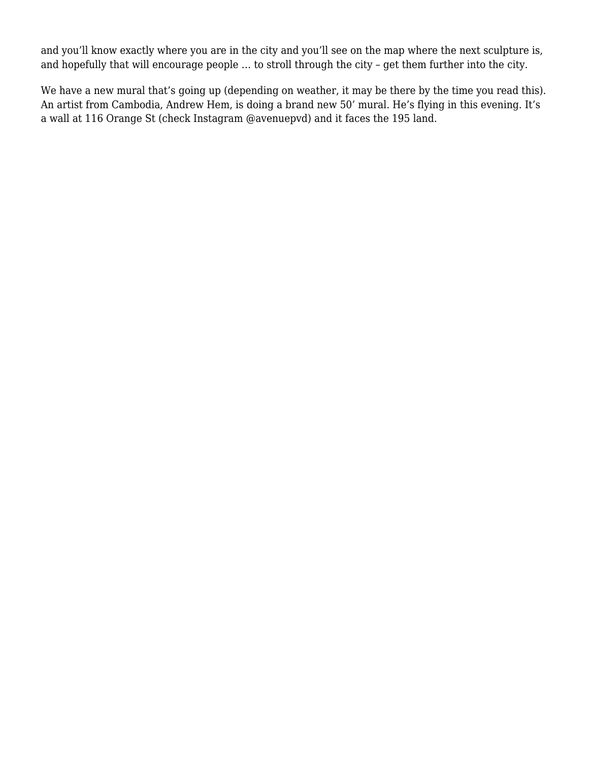and you'll know exactly where you are in the city and you'll see on the map where the next sculpture is, and hopefully that will encourage people … to stroll through the city – get them further into the city.

We have a new mural that's going up (depending on weather, it may be there by the time you read this). An artist from Cambodia, Andrew Hem, is doing a brand new 50' mural. He's flying in this evening. It's a wall at 116 Orange St (check Instagram @avenuepvd) and it faces the 195 land.